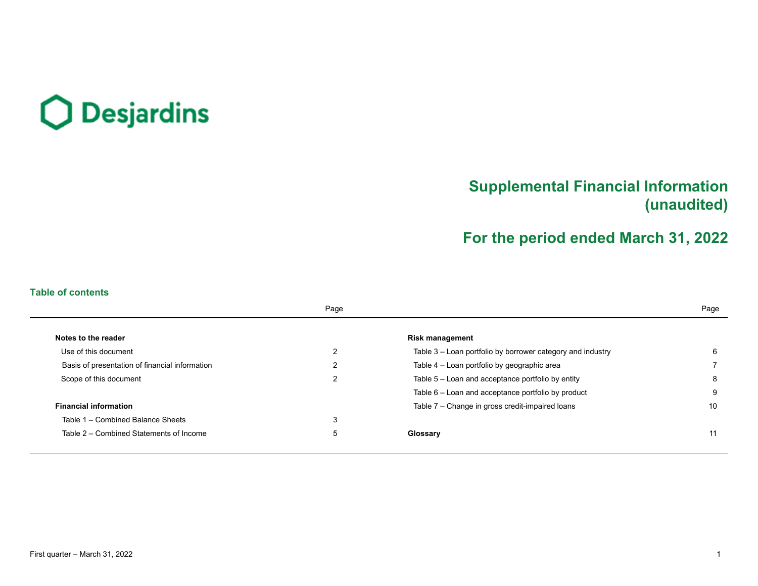Desjardins

# Supplemental Financial Information (unaudited)

# For the period ended March 31, 2022

## Table of contents

| | Page | | Page |
|---|---|---|---|
| **Notes to the reader** | | **Risk management** | |
| Use of this document | 2 | Table 3 – Loan portfolio by borrower category and industry | 6 |
| Basis of presentation of financial information | 2 | Table 4 – Loan portfolio by geographic area | 7 |
| Scope of this document | 2 | Table 5 – Loan and acceptance portfolio by entity | 8 |
| | | Table 6 – Loan and acceptance portfolio by product | 9 |
| **Financial information** | | Table 7 – Change in gross credit-impaired loans | 10 |
| Table 1 – Combined Balance Sheets | 3 | | |
| Table 2 – Combined Statements of Income | 5 | **Glossary** | 11 |

First quarter – March 31, 2022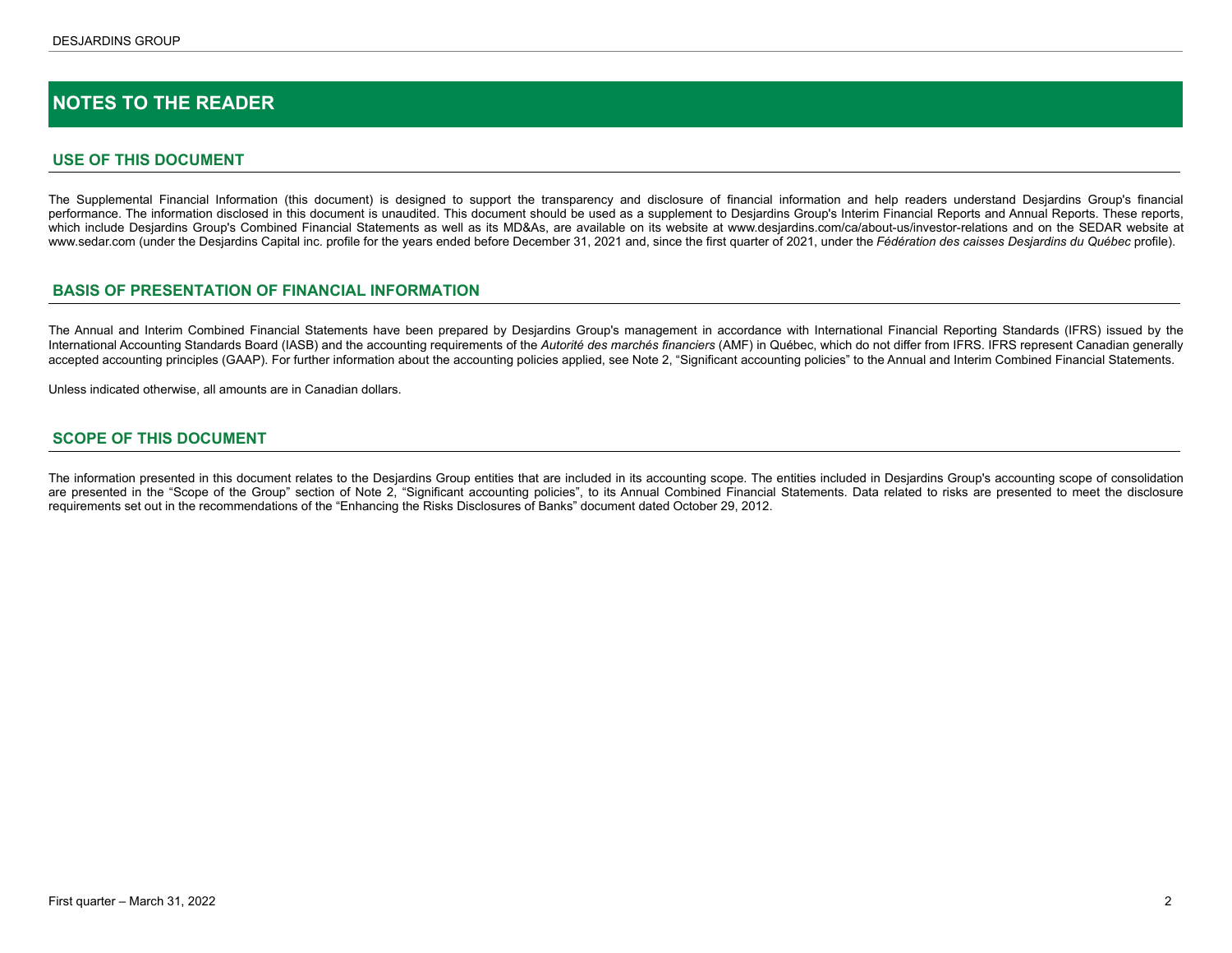# NOTES TO THE READER

## USE OF THIS DOCUMENT

The Supplemental Financial Information (this document) is designed to support the transparency and disclosure of financial information and help readers understand Desjardins Group's financial performance. The information disclosed in this document is unaudited. This document should be used as a supplement to Desjardins Group's Interim Financial Reports and Annual Reports. These reports, which include Desjardins Group's Combined Financial Statements as well as its MD&As, are available on its website at www.desjardins.com/ca/about-us/investor-relations and on the SEDAR website at www.sedar.com (under the Desjardins Capital inc. profile for the years ended before December 31, 2021 and, since the first quarter of 2021, under the *Fédération des caisses Desjardins du Québec* profile).

## BASIS OF PRESENTATION OF FINANCIAL INFORMATION

The Annual and Interim Combined Financial Statements have been prepared by Desjardins Group's management in accordance with International Financial Reporting Standards (IFRS) issued by the International Accounting Standards Board (IASB) and the accounting requirements of the *Autorité des marchés financiers* (AMF) in Québec, which do not differ from IFRS. IFRS represent Canadian generally accepted accounting principles (GAAP). For further information about the accounting policies applied, see Note 2, "Significant accounting policies" to the Annual and Interim Combined Financial Statements.

Unless indicated otherwise, all amounts are in Canadian dollars.

## SCOPE OF THIS DOCUMENT

The information presented in this document relates to the Desjardins Group entities that are included in its accounting scope. The entities included in Desjardins Group's accounting scope of consolidation are presented in the "Scope of the Group" section of Note 2, "Significant accounting policies", to its Annual Combined Financial Statements. Data related to risks are presented to meet the disclosure requirements set out in the recommendations of the "Enhancing the Risks Disclosures of Banks" document dated October 29, 2012.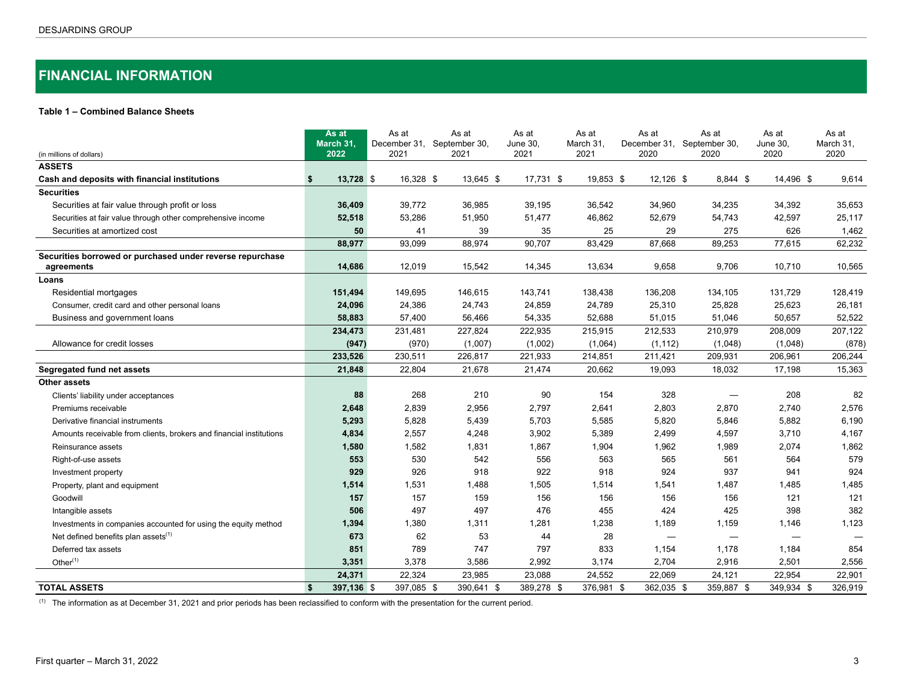## FINANCIAL INFORMATION

**Table 1 – Combined Balance Sheets**

| (in millions of dollars) | As at March 31, 2022 | As at December 31, 2021 | As at September 30, 2021 | As at June 30, 2021 | As at March 31, 2021 | As at December 31, 2020 | As at September 30, 2020 | As at June 30, 2020 | As at March 31, 2020 |
|---|---|---|---|---|---|---|---|---|---|
| **ASSETS** | | | | | | | | | |
| **Cash and deposits with financial institutions** | **$ 13,728** | $ 16,328 | $ 13,645 | $ 17,731 | $ 19,853 | $ 12,126 | $ 8,844 | $ 14,496 | $ 9,614 |
| **Securities** | | | | | | | | | |
| Securities at fair value through profit or loss | **36,409** | 39,772 | 36,985 | 39,195 | 36,542 | 34,960 | 34,235 | 34,392 | 35,653 |
| Securities at fair value through other comprehensive income | **52,518** | 53,286 | 51,950 | 51,477 | 46,862 | 52,679 | 54,743 | 42,597 | 25,117 |
| Securities at amortized cost | **50** | 41 | 39 | 35 | 25 | 29 | 275 | 626 | 1,462 |
| | **88,977** | 93,099 | 88,974 | 90,707 | 83,429 | 87,668 | 89,253 | 77,615 | 62,232 |
| **Securities borrowed or purchased under reverse repurchase agreements** | **14,686** | 12,019 | 15,542 | 14,345 | 13,634 | 9,658 | 9,706 | 10,710 | 10,565 |
| **Loans** | | | | | | | | | |
| Residential mortgages | **151,494** | 149,695 | 146,615 | 143,741 | 138,438 | 136,208 | 134,105 | 131,729 | 128,419 |
| Consumer, credit card and other personal loans | **24,096** | 24,386 | 24,743 | 24,859 | 24,789 | 25,310 | 25,828 | 25,623 | 26,181 |
| Business and government loans | **58,883** | 57,400 | 56,466 | 54,335 | 52,688 | 51,015 | 51,046 | 50,657 | 52,522 |
| | **234,473** | 231,481 | 227,824 | 222,935 | 215,915 | 212,533 | 210,979 | 208,009 | 207,122 |
| Allowance for credit losses | **(947)** | (970) | (1,007) | (1,002) | (1,064) | (1,112) | (1,048) | (1,048) | (878) |
| | **233,526** | 230,511 | 226,817 | 221,933 | 214,851 | 211,421 | 209,931 | 206,961 | 206,244 |
| **Segregated fund net assets** | **21,848** | 22,804 | 21,678 | 21,474 | 20,662 | 19,093 | 18,032 | 17,198 | 15,363 |
| **Other assets** | | | | | | | | | |
| Clients' liability under acceptances | **88** | 268 | 210 | 90 | 154 | 328 | — | 208 | 82 |
| Premiums receivable | **2,648** | 2,839 | 2,956 | 2,797 | 2,641 | 2,803 | 2,870 | 2,740 | 2,576 |
| Derivative financial instruments | **5,293** | 5,828 | 5,439 | 5,703 | 5,585 | 5,820 | 5,846 | 5,882 | 6,190 |
| Amounts receivable from clients, brokers and financial institutions | **4,834** | 2,557 | 4,248 | 3,902 | 5,389 | 2,499 | 4,597 | 3,710 | 4,167 |
| Reinsurance assets | **1,580** | 1,582 | 1,831 | 1,867 | 1,904 | 1,962 | 1,989 | 2,074 | 1,862 |
| Right-of-use assets | **553** | 530 | 542 | 556 | 563 | 565 | 561 | 564 | 579 |
| Investment property | **929** | 926 | 918 | 922 | 918 | 924 | 937 | 941 | 924 |
| Property, plant and equipment | **1,514** | 1,531 | 1,488 | 1,505 | 1,514 | 1,541 | 1,487 | 1,485 | 1,485 |
| Goodwill | **157** | 157 | 159 | 156 | 156 | 156 | 156 | 121 | 121 |
| Intangible assets | **506** | 497 | 497 | 476 | 455 | 424 | 425 | 398 | 382 |
| Investments in companies accounted for using the equity method | **1,394** | 1,380 | 1,311 | 1,281 | 1,238 | 1,189 | 1,159 | 1,146 | 1,123 |
| Net defined benefits plan assets[(1)] | **673** | 62 | 53 | 44 | 28 | — | — | — | — |
| Deferred tax assets | **851** | 789 | 747 | 797 | 833 | 1,154 | 1,178 | 1,184 | 854 |
| Other[(1)] | **3,351** | 3,378 | 3,586 | 2,992 | 3,174 | 2,704 | 2,916 | 2,501 | 2,556 |
| | **24,371** | 22,324 | 23,985 | 23,088 | 24,552 | 22,069 | 24,121 | 22,954 | 22,901 |
| **TOTAL ASSETS** | **$ 397,136** | $ 397,085 | $ 390,641 | $ 389,278 | $ 376,981 | $ 362,035 | $ 359,887 | $ 349,934 | $ 326,919 |

(1) The information as at December 31, 2021 and prior periods has been reclassified to conform with the presentation for the current period.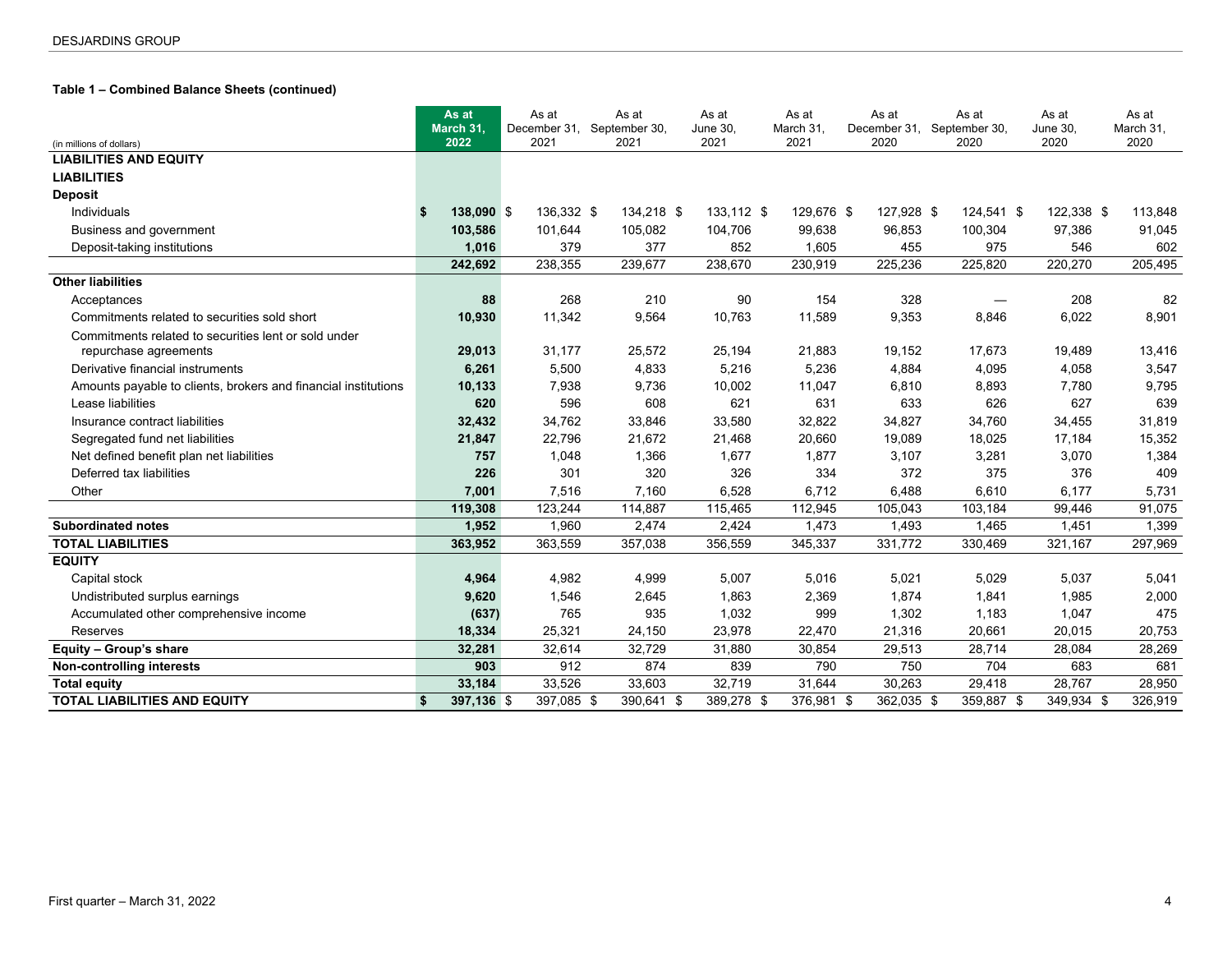### Table 1 – Combined Balance Sheets (continued)

| (in millions of dollars) | As at March 31, 2022 | As at December 31, 2021 | As at September 30, 2021 | As at June 30, 2021 | As at March 31, 2021 | As at December 31, 2020 | As at September 30, 2020 | As at June 30, 2020 | As at March 31, 2020 |
|---|---|---|---|---|---|---|---|---|---|
| **LIABILITIES AND EQUITY** | | | | | | | | | |
| **LIABILITIES** | | | | | | | | | |
| **Deposit** | | | | | | | | | |
| Individuals | **$ 138,090** | $ 136,332 | $ 134,218 | $ 133,112 | $ 129,676 | $ 127,928 | $ 124,541 | $ 122,338 | $ 113,848 |
| Business and government | **103,586** | 101,644 | 105,082 | 104,706 | 99,638 | 96,853 | 100,304 | 97,386 | 91,045 |
| Deposit-taking institutions | **1,016** | 379 | 377 | 852 | 1,605 | 455 | 975 | 546 | 602 |
| | **242,692** | 238,355 | 239,677 | 238,670 | 230,919 | 225,236 | 225,820 | 220,270 | 205,495 |
| **Other liabilities** | | | | | | | | | |
| Acceptances | **88** | 268 | 210 | 90 | 154 | 328 | — | 208 | 82 |
| Commitments related to securities sold short | **10,930** | 11,342 | 9,564 | 10,763 | 11,589 | 9,353 | 8,846 | 6,022 | 8,901 |
| Commitments related to securities lent or sold under repurchase agreements | **29,013** | 31,177 | 25,572 | 25,194 | 21,883 | 19,152 | 17,673 | 19,489 | 13,416 |
| Derivative financial instruments | **6,261** | 5,500 | 4,833 | 5,216 | 5,236 | 4,884 | 4,095 | 4,058 | 3,547 |
| Amounts payable to clients, brokers and financial institutions | **10,133** | 7,938 | 9,736 | 10,002 | 11,047 | 6,810 | 8,893 | 7,780 | 9,795 |
| Lease liabilities | **620** | 596 | 608 | 621 | 631 | 633 | 626 | 627 | 639 |
| Insurance contract liabilities | **32,432** | 34,762 | 33,846 | 33,580 | 32,822 | 34,827 | 34,760 | 34,455 | 31,819 |
| Segregated fund net liabilities | **21,847** | 22,796 | 21,672 | 21,468 | 20,660 | 19,089 | 18,025 | 17,184 | 15,352 |
| Net defined benefit plan net liabilities | **757** | 1,048 | 1,366 | 1,677 | 1,877 | 3,107 | 3,281 | 3,070 | 1,384 |
| Deferred tax liabilities | **226** | 301 | 320 | 326 | 334 | 372 | 375 | 376 | 409 |
| Other | **7,001** | 7,516 | 7,160 | 6,528 | 6,712 | 6,488 | 6,610 | 6,177 | 5,731 |
| | **119,308** | 123,244 | 114,887 | 115,465 | 112,945 | 105,043 | 103,184 | 99,446 | 91,075 |
| **Subordinated notes** | **1,952** | 1,960 | 2,474 | 2,424 | 1,473 | 1,493 | 1,465 | 1,451 | 1,399 |
| **TOTAL LIABILITIES** | **363,952** | 363,559 | 357,038 | 356,559 | 345,337 | 331,772 | 330,469 | 321,167 | 297,969 |
| **EQUITY** | | | | | | | | | |
| Capital stock | **4,964** | 4,982 | 4,999 | 5,007 | 5,016 | 5,021 | 5,029 | 5,037 | 5,041 |
| Undistributed surplus earnings | **9,620** | 1,546 | 2,645 | 1,863 | 2,369 | 1,874 | 1,841 | 1,985 | 2,000 |
| Accumulated other comprehensive income | **(637)** | 765 | 935 | 1,032 | 999 | 1,302 | 1,183 | 1,047 | 475 |
| Reserves | **18,334** | 25,321 | 24,150 | 23,978 | 22,470 | 21,316 | 20,661 | 20,015 | 20,753 |
| **Equity – Group's share** | **32,281** | 32,614 | 32,729 | 31,880 | 30,854 | 29,513 | 28,714 | 28,084 | 28,269 |
| **Non-controlling interests** | **903** | 912 | 874 | 839 | 790 | 750 | 704 | 683 | 681 |
| **Total equity** | **33,184** | 33,526 | 33,603 | 32,719 | 31,644 | 30,263 | 29,418 | 28,767 | 28,950 |
| **TOTAL LIABILITIES AND EQUITY** | **$ 397,136** | $ 397,085 | $ 390,641 | $ 389,278 | $ 376,981 | $ 362,035 | $ 359,887 | $ 349,934 | $ 326,919 |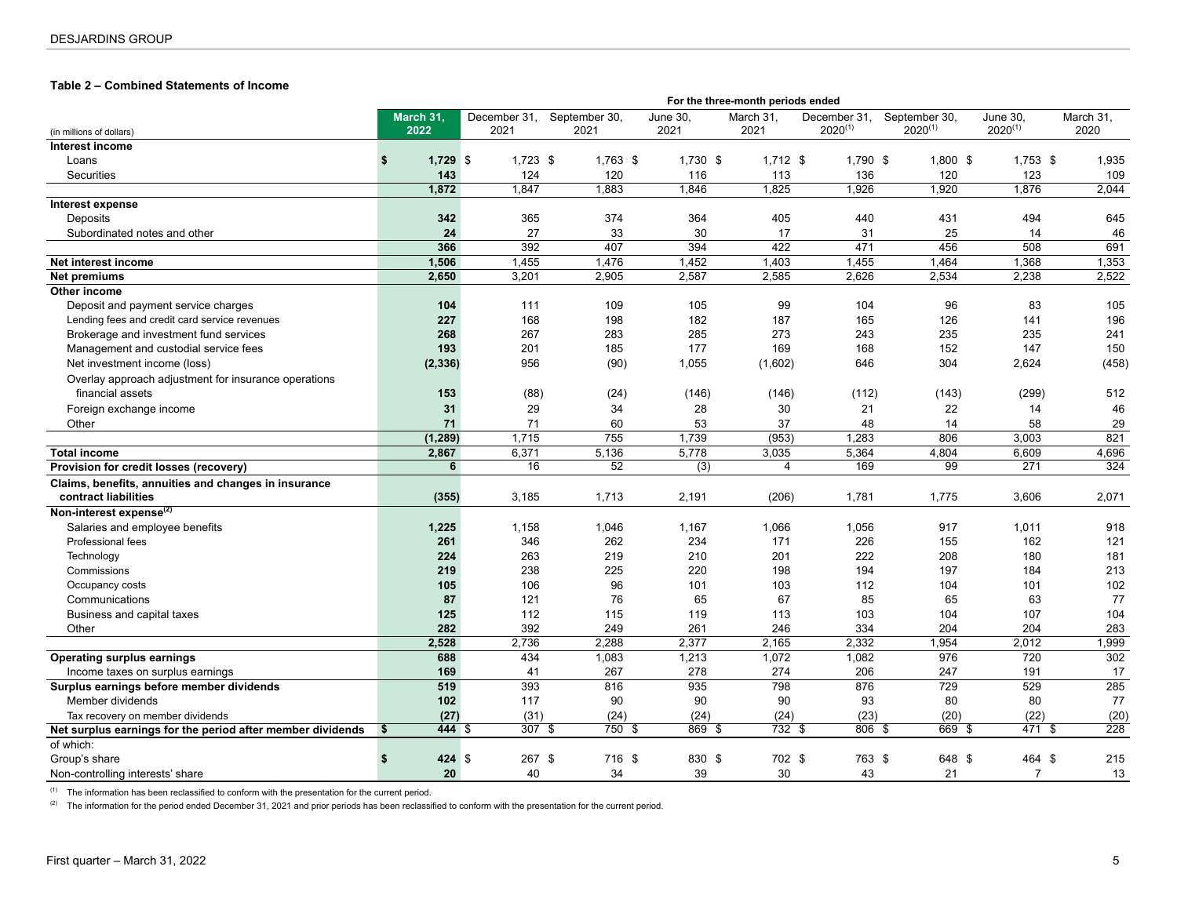### Table 2 – Combined Statements of Income

| (in millions of dollars) | March 31, 2022 | December 31, 2021 | September 30, 2021 | June 30, 2021 | March 31, 2021 | December 31, 2020[(1)] | September 30, 2020[(1)] | June 30, 2020[(1)] | March 31, 2020 |
|---|---|---|---|---|---|---|---|---|---|
| | For the three-month periods ended | | | | | | | | |
| **Interest income** | | | | | | | | | |
| Loans | **$ 1,729** | $ 1,723 | $ 1,763 | $ 1,730 | $ 1,712 | $ 1,790 | $ 1,800 | $ 1,753 | $ 1,935 |
| Securities | **143** | 124 | 120 | 116 | 113 | 136 | 120 | 123 | 109 |
| | **1,872** | 1,847 | 1,883 | 1,846 | 1,825 | 1,926 | 1,920 | 1,876 | 2,044 |
| **Interest expense** | | | | | | | | | |
| Deposits | **342** | 365 | 374 | 364 | 405 | 440 | 431 | 494 | 645 |
| Subordinated notes and other | **24** | 27 | 33 | 30 | 17 | 31 | 25 | 14 | 46 |
| | **366** | 392 | 407 | 394 | 422 | 471 | 456 | 508 | 691 |
| **Net interest income** | **1,506** | 1,455 | 1,476 | 1,452 | 1,403 | 1,455 | 1,464 | 1,368 | 1,353 |
| **Net premiums** | **2,650** | 3,201 | 2,905 | 2,587 | 2,585 | 2,626 | 2,534 | 2,238 | 2,522 |
| **Other income** | | | | | | | | | |
| Deposit and payment service charges | **104** | 111 | 109 | 105 | 99 | 104 | 96 | 83 | 105 |
| Lending fees and credit card service revenues | **227** | 168 | 198 | 182 | 187 | 165 | 126 | 141 | 196 |
| Brokerage and investment fund services | **268** | 267 | 283 | 285 | 273 | 243 | 235 | 235 | 241 |
| Management and custodial service fees | **193** | 201 | 185 | 177 | 169 | 168 | 152 | 147 | 150 |
| Net investment income (loss) | **(2,336)** | 956 | (90) | 1,055 | (1,602) | 646 | 304 | 2,624 | (458) |
| Overlay approach adjustment for insurance operations financial assets | **153** | (88) | (24) | (146) | (146) | (112) | (143) | (299) | 512 |
| Foreign exchange income | **31** | 29 | 34 | 28 | 30 | 21 | 22 | 14 | 46 |
| Other | **71** | 71 | 60 | 53 | 37 | 48 | 14 | 58 | 29 |
| | **(1,289)** | 1,715 | 755 | 1,739 | (953) | 1,283 | 806 | 3,003 | 821 |
| **Total income** | **2,867** | 6,371 | 5,136 | 5,778 | 3,035 | 5,364 | 4,804 | 6,609 | 4,696 |
| **Provision for credit losses (recovery)** | **6** | 16 | 52 | (3) | 4 | 169 | 99 | 271 | 324 |
| **Claims, benefits, annuities and changes in insurance contract liabilities** | **(355)** | 3,185 | 1,713 | 2,191 | (206) | 1,781 | 1,775 | 3,606 | 2,071 |
| **Non-interest expense[(2)]** | | | | | | | | | |
| Salaries and employee benefits | **1,225** | 1,158 | 1,046 | 1,167 | 1,066 | 1,056 | 917 | 1,011 | 918 |
| Professional fees | **261** | 346 | 262 | 234 | 171 | 226 | 155 | 162 | 121 |
| Technology | **224** | 263 | 219 | 210 | 201 | 222 | 208 | 180 | 181 |
| Commissions | **219** | 238 | 225 | 220 | 198 | 194 | 197 | 184 | 213 |
| Occupancy costs | **105** | 106 | 96 | 101 | 103 | 112 | 104 | 101 | 102 |
| Communications | **87** | 121 | 76 | 65 | 67 | 85 | 65 | 63 | 77 |
| Business and capital taxes | **125** | 112 | 115 | 119 | 113 | 103 | 104 | 107 | 104 |
| Other | **282** | 392 | 249 | 261 | 246 | 334 | 204 | 204 | 283 |
| | **2,528** | 2,736 | 2,288 | 2,377 | 2,165 | 2,332 | 1,954 | 2,012 | 1,999 |
| **Operating surplus earnings** | **688** | 434 | 1,083 | 1,213 | 1,072 | 1,082 | 976 | 720 | 302 |
| Income taxes on surplus earnings | **169** | 41 | 267 | 278 | 274 | 206 | 247 | 191 | 17 |
| **Surplus earnings before member dividends** | **519** | 393 | 816 | 935 | 798 | 876 | 729 | 529 | 285 |
| Member dividends | **102** | 117 | 90 | 90 | 90 | 93 | 80 | 80 | 77 |
| Tax recovery on member dividends | **(27)** | (31) | (24) | (24) | (24) | (23) | (20) | (22) | (20) |
| **Net surplus earnings for the period after member dividends** | **$ 444** | $ 307 | $ 750 | $ 869 | $ 732 | $ 806 | $ 669 | $ 471 | $ 228 |
| of which: | | | | | | | | | |
| Group's share | **$ 424** | $ 267 | $ 716 | $ 830 | $ 702 | $ 763 | $ 648 | $ 464 | $ 215 |
| Non-controlling interests' share | **20** | 40 | 34 | 39 | 30 | 43 | 21 | 7 | 13 |

(1) The information has been reclassified to conform with the presentation for the current period.

(2) The information for the period ended December 31, 2021 and prior periods has been reclassified to conform with the presentation for the current period.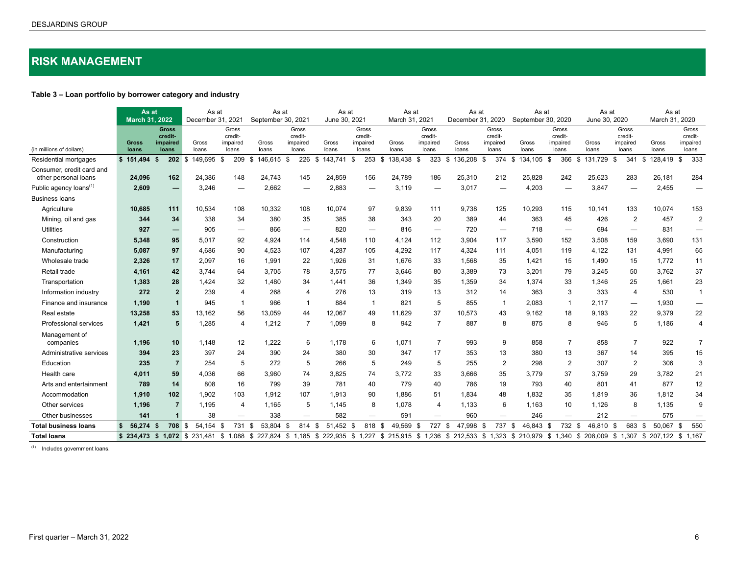# RISK MANAGEMENT

**Table 3 – Loan portfolio by borrower category and industry**

| (in millions of dollars) | As at March 31, 2022 | | As at December 31, 2021 | | As at September 30, 2021 | | As at June 30, 2021 | | As at March 31, 2021 | | As at December 31, 2020 | | As at September 30, 2020 | | As at June 30, 2020 | | As at March 31, 2020 | |
|---|---|---|---|---|---|---|---|---|---|---|---|---|---|---|---|---|---|---|
| | **Gross loans** | **Gross credit-impaired loans** | Gross loans | Gross credit-impaired loans | Gross loans | Gross credit-impaired loans | Gross loans | Gross credit-impaired loans | Gross loans | Gross credit-impaired loans | Gross loans | Gross credit-impaired loans | Gross loans | Gross credit-impaired loans | Gross loans | Gross credit-impaired loans | Gross loans | Gross credit-impaired loans |
| Residential mortgages | **$ 151,494** | **$ 202** | $ 149,695 | $ 209 | $ 146,615 | $ 226 | $ 143,741 | $ 253 | $ 138,438 | $ 323 | $ 136,208 | $ 374 | $ 134,105 | $ 366 | $ 131,729 | $ 341 | $ 128,419 | $ 333 |
| Consumer, credit card and other personal loans | **24,096** | **162** | 24,386 | 148 | 24,743 | 145 | 24,859 | 156 | 24,789 | 186 | 25,310 | 212 | 25,828 | 242 | 25,623 | 283 | 26,181 | 284 |
| Public agency loans[(1)] | **2,609** | **—** | 3,246 | — | 2,662 | — | 2,883 | — | 3,119 | — | 3,017 | — | 4,203 | — | 3,847 | — | 2,455 | — |
| Business loans | | | | | | | | | | | | | | | | | | |
| Agriculture | **10,685** | **111** | 10,534 | 108 | 10,332 | 108 | 10,074 | 97 | 9,839 | 111 | 9,738 | 125 | 10,293 | 115 | 10,141 | 133 | 10,074 | 153 |
| Mining, oil and gas | **344** | **34** | 338 | 34 | 380 | 35 | 385 | 38 | 343 | 20 | 389 | 44 | 363 | 45 | 426 | 2 | 457 | 2 |
| Utilities | **927** | **—** | 905 | — | 866 | — | 820 | — | 816 | — | 720 | — | 718 | — | 694 | — | 831 | — |
| Construction | **5,348** | **95** | 5,017 | 92 | 4,924 | 114 | 4,548 | 110 | 4,124 | 112 | 3,904 | 117 | 3,590 | 152 | 3,508 | 159 | 3,690 | 131 |
| Manufacturing | **5,087** | **97** | 4,686 | 90 | 4,523 | 107 | 4,287 | 105 | 4,292 | 117 | 4,324 | 111 | 4,051 | 119 | 4,122 | 131 | 4,991 | 65 |
| Wholesale trade | **2,326** | **17** | 2,097 | 16 | 1,991 | 22 | 1,926 | 31 | 1,676 | 33 | 1,568 | 35 | 1,421 | 15 | 1,490 | 15 | 1,772 | 11 |
| Retail trade | **4,161** | **42** | 3,744 | 64 | 3,705 | 78 | 3,575 | 77 | 3,646 | 80 | 3,389 | 73 | 3,201 | 79 | 3,245 | 50 | 3,762 | 37 |
| Transportation | **1,383** | **28** | 1,424 | 32 | 1,480 | 34 | 1,441 | 36 | 1,349 | 35 | 1,359 | 34 | 1,374 | 33 | 1,346 | 25 | 1,661 | 23 |
| Information industry | **272** | **2** | 239 | 4 | 268 | 4 | 276 | 13 | 319 | 13 | 312 | 14 | 363 | 3 | 333 | 4 | 530 | 1 |
| Finance and insurance | **1,190** | **1** | 945 | 1 | 986 | 1 | 884 | 1 | 821 | 5 | 855 | 1 | 2,083 | 1 | 2,117 | — | 1,930 | — |
| Real estate | **13,258** | **53** | 13,162 | 56 | 13,059 | 44 | 12,067 | 49 | 11,629 | 37 | 10,573 | 43 | 9,162 | 18 | 9,193 | 22 | 9,379 | 22 |
| Professional services | **1,421** | **5** | 1,285 | 4 | 1,212 | 7 | 1,099 | 8 | 942 | 7 | 887 | 8 | 875 | 8 | 946 | 5 | 1,186 | 4 |
| Management of companies | **1,196** | **10** | 1,148 | 12 | 1,222 | 6 | 1,178 | 6 | 1,071 | 7 | 993 | 9 | 858 | 7 | 858 | 7 | 922 | 7 |
| Administrative services | **394** | **23** | 397 | 24 | 390 | 24 | 380 | 30 | 347 | 17 | 353 | 13 | 380 | 13 | 367 | 14 | 395 | 15 |
| Education | **235** | **7** | 254 | 5 | 272 | 5 | 266 | 5 | 249 | 5 | 255 | 2 | 298 | 2 | 307 | 2 | 306 | 3 |
| Health care | **4,011** | **59** | 4,036 | 66 | 3,980 | 74 | 3,825 | 74 | 3,772 | 33 | 3,666 | 35 | 3,779 | 37 | 3,759 | 29 | 3,782 | 21 |
| Arts and entertainment | **789** | **14** | 808 | 16 | 799 | 39 | 781 | 40 | 779 | 40 | 786 | 19 | 793 | 40 | 801 | 41 | 877 | 12 |
| Accommodation | **1,910** | **102** | 1,902 | 103 | 1,912 | 107 | 1,913 | 90 | 1,886 | 51 | 1,834 | 48 | 1,832 | 35 | 1,819 | 36 | 1,812 | 34 |
| Other services | **1,196** | **7** | 1,195 | 4 | 1,165 | 5 | 1,145 | 8 | 1,078 | 4 | 1,133 | 6 | 1,163 | 10 | 1,126 | 8 | 1,135 | 9 |
| Other businesses | **141** | **1** | 38 | — | 338 | — | 582 | — | 591 | — | 960 | — | 246 | — | 212 | — | 575 | — |
| **Total business loans** | **$ 56,274** | **$ 708** | $ 54,154 | $ 731 | $ 53,804 | $ 814 | $ 51,452 | $ 818 | $ 49,569 | $ 727 | $ 47,998 | $ 737 | $ 46,843 | $ 732 | $ 46,810 | $ 683 | $ 50,067 | $ 550 |
| **Total loans** | **$ 234,473** | **$ 1,072** | $ 231,481 | $ 1,088 | $ 227,824 | $ 1,185 | $ 222,935 | $ 1,227 | $ 215,915 | $ 1,236 | $ 212,533 | $ 1,323 | $ 210,979 | $ 1,340 | $ 208,009 | $ 1,307 | $ 207,122 | $ 1,167 |

[(1)] Includes government loans.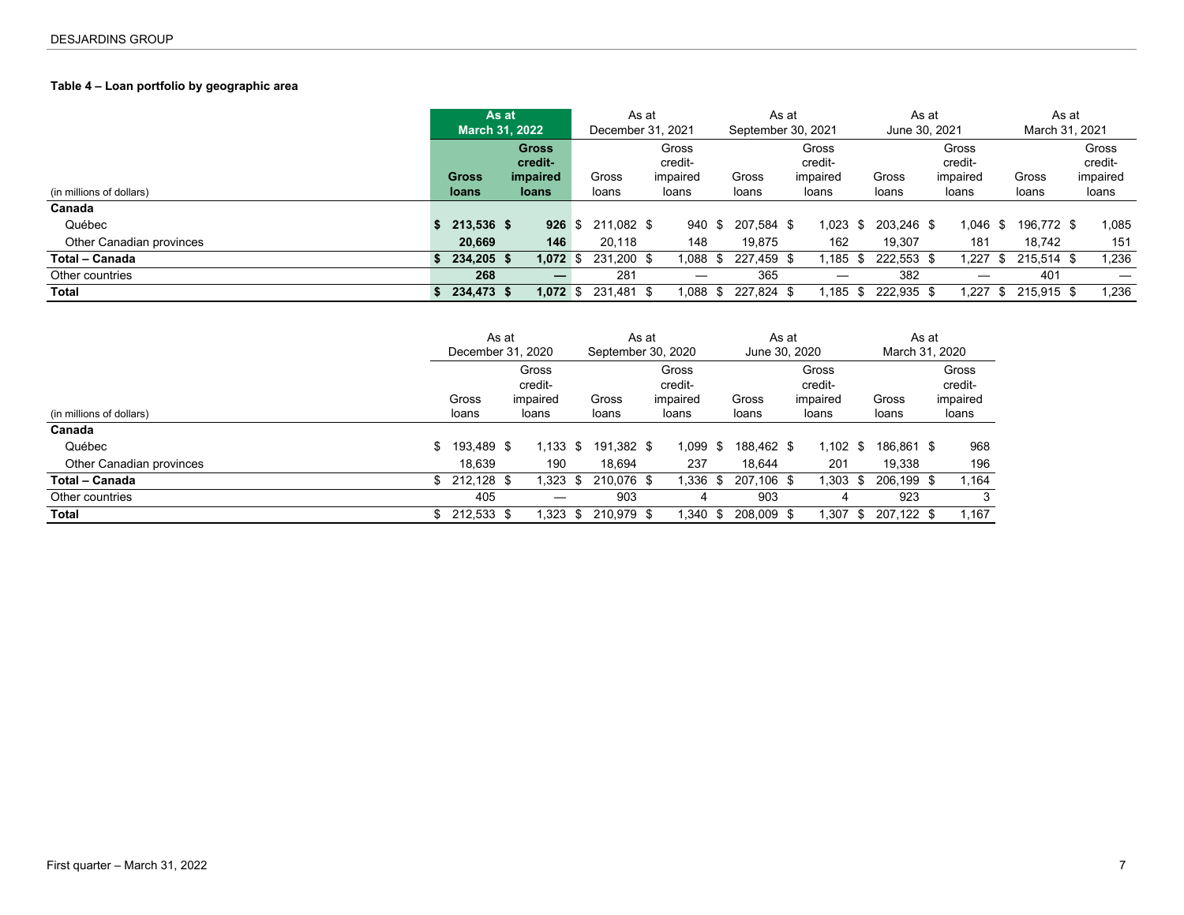**Table 4 – Loan portfolio by geographic area**

| (in millions of dollars) | As at March 31, 2022 | | As at December 31, 2021 | | As at September 30, 2021 | | As at June 30, 2021 | | As at March 31, 2021 | |
|---|---|---|---|---|---|---|---|---|---|---|
| | **Gross loans** | **Gross credit-impaired loans** | Gross loans | Gross credit-impaired loans | Gross loans | Gross credit-impaired loans | Gross loans | Gross credit-impaired loans | Gross loans | Gross credit-impaired loans |
| **Canada** | | | | | | | | | | |
| Québec | **$ 213,536** | **$ 926** | $ 211,082 | $ 940 | $ 207,584 | $ 1,023 | $ 203,246 | $ 1,046 | $ 196,772 | $ 1,085 |
| Other Canadian provinces | **20,669** | **146** | 20,118 | 148 | 19,875 | 162 | 19,307 | 181 | 18,742 | 151 |
| **Total – Canada** | **$ 234,205** | **$ 1,072** | $ 231,200 | $ 1,088 | $ 227,459 | $ 1,185 | $ 222,553 | $ 1,227 | $ 215,514 | $ 1,236 |
| Other countries | **268** | **—** | 281 | — | 365 | — | 382 | — | 401 | — |
| **Total** | **$ 234,473** | **$ 1,072** | $ 231,481 | $ 1,088 | $ 227,824 | $ 1,185 | $ 222,935 | $ 1,227 | $ 215,915 | $ 1,236 |

| (in millions of dollars) | As at December 31, 2020 | | As at September 30, 2020 | | As at June 30, 2020 | | As at March 31, 2020 | |
|---|---|---|---|---|---|---|---|---|
| | Gross loans | Gross credit-impaired loans | Gross loans | Gross credit-impaired loans | Gross loans | Gross credit-impaired loans | Gross loans | Gross credit-impaired loans |
| **Canada** | | | | | | | | |
| Québec | $ 193,489 | $ 1,133 | $ 191,382 | $ 1,099 | $ 188,462 | $ 1,102 | $ 186,861 | $ 968 |
| Other Canadian provinces | 18,639 | 190 | 18,694 | 237 | 18,644 | 201 | 19,338 | 196 |
| **Total – Canada** | $ 212,128 | $ 1,323 | $ 210,076 | $ 1,336 | $ 207,106 | $ 1,303 | $ 206,199 | $ 1,164 |
| Other countries | 405 | — | 903 | 4 | 903 | 4 | 923 | 3 |
| **Total** | $ 212,533 | $ 1,323 | $ 210,979 | $ 1,340 | $ 208,009 | $ 1,307 | $ 207,122 | $ 1,167 |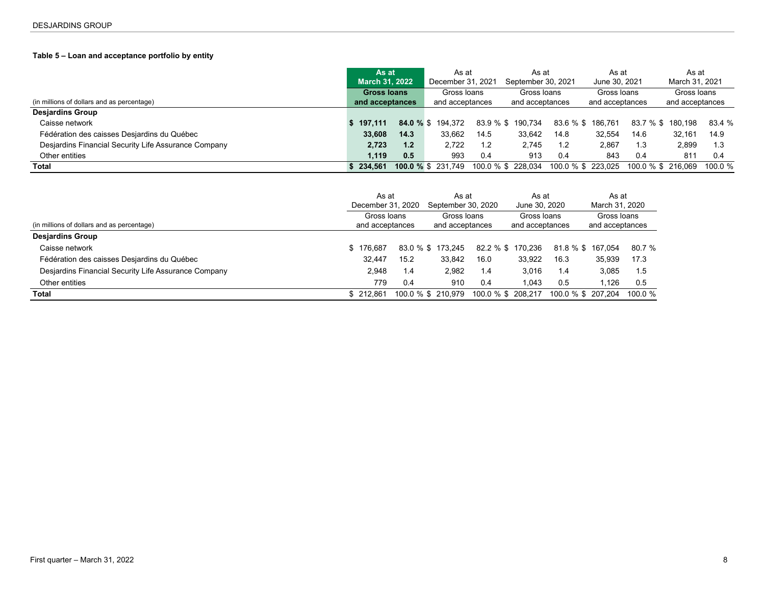**Table 5 – Loan and acceptance portfolio by entity**

| (in millions of dollars and as percentage) | As at March 31, 2022 Gross loans and acceptances | | As at December 31, 2021 Gross loans and acceptances | | As at September 30, 2021 Gross loans and acceptances | | As at June 30, 2021 Gross loans and acceptances | | As at March 31, 2021 Gross loans and acceptances | |
|---|---|---|---|---|---|---|---|---|---|---|
| **Desjardins Group** | | | | | | | | | | |
| Caisse network | **$ 197,111** | **84.0 %** | $ 194,372 | 83.9 % | $ 190,734 | 83.6 % | $ 186,761 | 83.7 % | $ 180,198 | 83.4 % |
| Fédération des caisses Desjardins du Québec | **33,608** | **14.3** | 33,662 | 14.5 | 33,642 | 14.8 | 32,554 | 14.6 | 32,161 | 14.9 |
| Desjardins Financial Security Life Assurance Company | **2,723** | **1.2** | 2,722 | 1.2 | 2,745 | 1.2 | 2,867 | 1.3 | 2,899 | 1.3 |
| Other entities | **1,119** | **0.5** | 993 | 0.4 | 913 | 0.4 | 843 | 0.4 | 811 | 0.4 |
| **Total** | **$ 234,561** | **100.0 %** | $ 231,749 | 100.0 % | $ 228,034 | 100.0 % | $ 223,025 | 100.0 % | $ 216,069 | 100.0 % |

| (in millions of dollars and as percentage) | As at December 31, 2020 Gross loans and acceptances | | As at September 30, 2020 Gross loans and acceptances | | As at June 30, 2020 Gross loans and acceptances | | As at March 31, 2020 Gross loans and acceptances | |
|---|---|---|---|---|---|---|---|---|
| **Desjardins Group** | | | | | | | | |
| Caisse network | $ 176,687 | 83.0 % | $ 173,245 | 82.2 % | $ 170,236 | 81.8 % | $ 167,054 | 80.7 % |
| Fédération des caisses Desjardins du Québec | 32,447 | 15.2 | 33,842 | 16.0 | 33,922 | 16.3 | 35,939 | 17.3 |
| Desjardins Financial Security Life Assurance Company | 2,948 | 1.4 | 2,982 | 1.4 | 3,016 | 1.4 | 3,085 | 1.5 |
| Other entities | 779 | 0.4 | 910 | 0.4 | 1,043 | 0.5 | 1,126 | 0.5 |
| **Total** | $ 212,861 | 100.0 % | $ 210,979 | 100.0 % | $ 208,217 | 100.0 % | $ 207,204 | 100.0 % |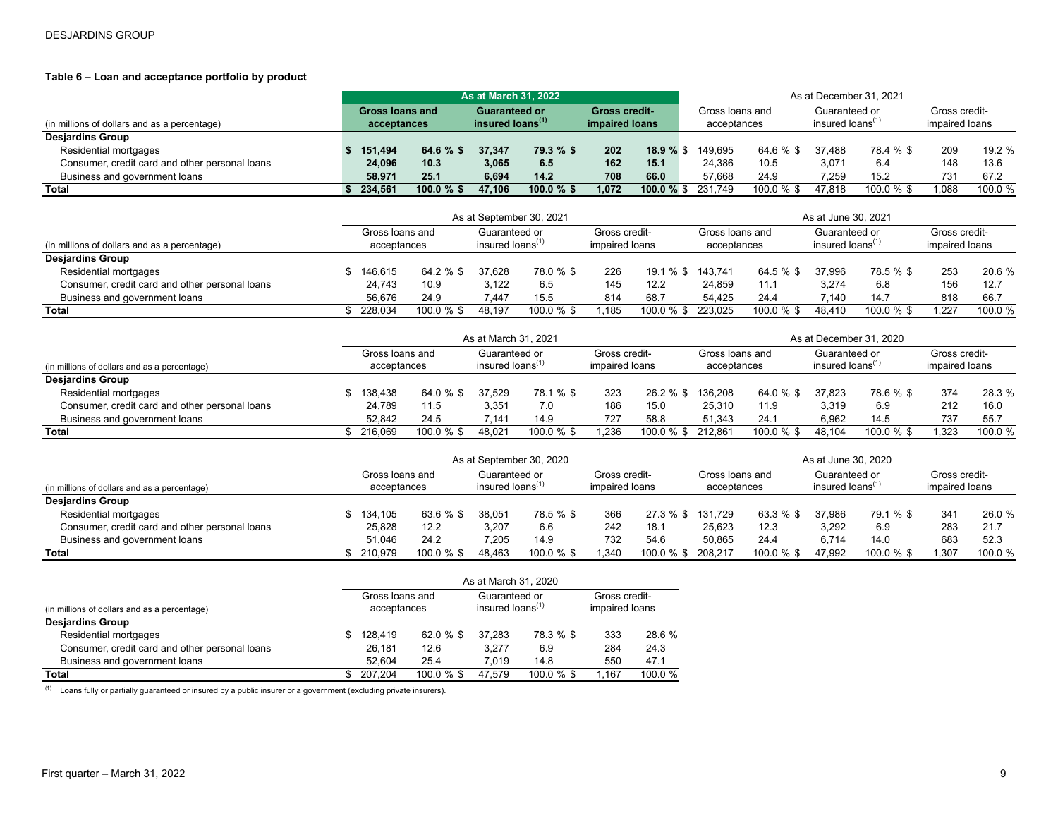**Table 6 – Loan and acceptance portfolio by product**

| (in millions of dollars and as a percentage) | As at March 31, 2022 | | | | | | As at December 31, 2021 | | | | | |
|---|---|---|---|---|---|---|---|---|---|---|---|---|
| | Gross loans and acceptances | | Guaranteed or insured loans[(1)] | | Gross credit-impaired loans | | Gross loans and acceptances | | Guaranteed or insured loans[(1)] | | Gross credit-impaired loans | |
| **Desjardins Group** | | | | | | | | | | | | |
| Residential mortgages | $ 151,494 | 64.6 % | $ 37,347 | 79.3 % | $ 202 | 18.9 % | $ 149,695 | 64.6 % | $ 37,488 | 78.4 % | $ 209 | 19.2 % |
| Consumer, credit card and other personal loans | 24,096 | 10.3 | 3,065 | 6.5 | 162 | 15.1 | 24,386 | 10.5 | 3,071 | 6.4 | 148 | 13.6 |
| Business and government loans | 58,971 | 25.1 | 6,694 | 14.2 | 708 | 66.0 | 57,668 | 24.9 | 7,259 | 15.2 | 731 | 67.2 |
| **Total** | $ 234,561 | 100.0 % | $ 47,106 | 100.0 % | $ 1,072 | 100.0 % | $ 231,749 | 100.0 % | $ 47,818 | 100.0 % | $ 1,088 | 100.0 % |

| (in millions of dollars and as a percentage) | As at September 30, 2021 | | | | | | As at June 30, 2021 | | | | | |
|---|---|---|---|---|---|---|---|---|---|---|---|---|
| | Gross loans and acceptances | | Guaranteed or insured loans[(1)] | | Gross credit-impaired loans | | Gross loans and acceptances | | Guaranteed or insured loans[(1)] | | Gross credit-impaired loans | |
| **Desjardins Group** | | | | | | | | | | | | |
| Residential mortgages | $ 146,615 | 64.2 % | $ 37,628 | 78.0 % | $ 226 | 19.1 % | $ 143,741 | 64.5 % | $ 37,996 | 78.5 % | $ 253 | 20.6 % |
| Consumer, credit card and other personal loans | 24,743 | 10.9 | 3,122 | 6.5 | 145 | 12.2 | 24,859 | 11.1 | 3,274 | 6.8 | 156 | 12.7 |
| Business and government loans | 56,676 | 24.9 | 7,447 | 15.5 | 814 | 68.7 | 54,425 | 24.4 | 7,140 | 14.7 | 818 | 66.7 |
| **Total** | $ 228,034 | 100.0 % | $ 48,197 | 100.0 % | $ 1,185 | 100.0 % | $ 223,025 | 100.0 % | $ 48,410 | 100.0 % | $ 1,227 | 100.0 % |

| (in millions of dollars and as a percentage) | As at March 31, 2021 | | | | | | As at December 31, 2020 | | | | | |
|---|---|---|---|---|---|---|---|---|---|---|---|---|
| | Gross loans and acceptances | | Guaranteed or insured loans[(1)] | | Gross credit-impaired loans | | Gross loans and acceptances | | Guaranteed or insured loans[(1)] | | Gross credit-impaired loans | |
| **Desjardins Group** | | | | | | | | | | | | |
| Residential mortgages | $ 138,438 | 64.0 % | $ 37,529 | 78.1 % | $ 323 | 26.2 % | $ 136,208 | 64.0 % | $ 37,823 | 78.6 % | $ 374 | 28.3 % |
| Consumer, credit card and other personal loans | 24,789 | 11.5 | 3,351 | 7.0 | 186 | 15.0 | 25,310 | 11.9 | 3,319 | 6.9 | 212 | 16.0 |
| Business and government loans | 52,842 | 24.5 | 7,141 | 14.9 | 727 | 58.8 | 51,343 | 24.1 | 6,962 | 14.5 | 737 | 55.7 |
| **Total** | $ 216,069 | 100.0 % | $ 48,021 | 100.0 % | $ 1,236 | 100.0 % | $ 212,861 | 100.0 % | $ 48,104 | 100.0 % | $ 1,323 | 100.0 % |

| (in millions of dollars and as a percentage) | As at September 30, 2020 | | | | | | As at June 30, 2020 | | | | | |
|---|---|---|---|---|---|---|---|---|---|---|---|---|
| | Gross loans and acceptances | | Guaranteed or insured loans[(1)] | | Gross credit-impaired loans | | Gross loans and acceptances | | Guaranteed or insured loans[(1)] | | Gross credit-impaired loans | |
| **Desjardins Group** | | | | | | | | | | | | |
| Residential mortgages | $ 134,105 | 63.6 % | $ 38,051 | 78.5 % | $ 366 | 27.3 % | $ 131,729 | 63.3 % | $ 37,986 | 79.1 % | $ 341 | 26.0 % |
| Consumer, credit card and other personal loans | 25,828 | 12.2 | 3,207 | 6.6 | 242 | 18.1 | 25,623 | 12.3 | 3,292 | 6.9 | 283 | 21.7 |
| Business and government loans | 51,046 | 24.2 | 7,205 | 14.9 | 732 | 54.6 | 50,865 | 24.4 | 6,714 | 14.0 | 683 | 52.3 |
| **Total** | $ 210,979 | 100.0 % | $ 48,463 | 100.0 % | $ 1,340 | 100.0 % | $ 208,217 | 100.0 % | $ 47,992 | 100.0 % | $ 1,307 | 100.0 % |

| (in millions of dollars and as a percentage) | As at March 31, 2020 | | | | | |
|---|---|---|---|---|---|---|
| | Gross loans and acceptances | | Guaranteed or insured loans[(1)] | | Gross credit-impaired loans | |
| **Desjardins Group** | | | | | | |
| Residential mortgages | $ 128,419 | 62.0 % | $ 37,283 | 78.3 % | $ 333 | 28.6 % |
| Consumer, credit card and other personal loans | 26,181 | 12.6 | 3,277 | 6.9 | 284 | 24.3 |
| Business and government loans | 52,604 | 25.4 | 7,019 | 14.8 | 550 | 47.1 |
| **Total** | $ 207,204 | 100.0 % | $ 47,579 | 100.0 % | $ 1,167 | 100.0 % |

(1) Loans fully or partially guaranteed or insured by a public insurer or a government (excluding private insurers).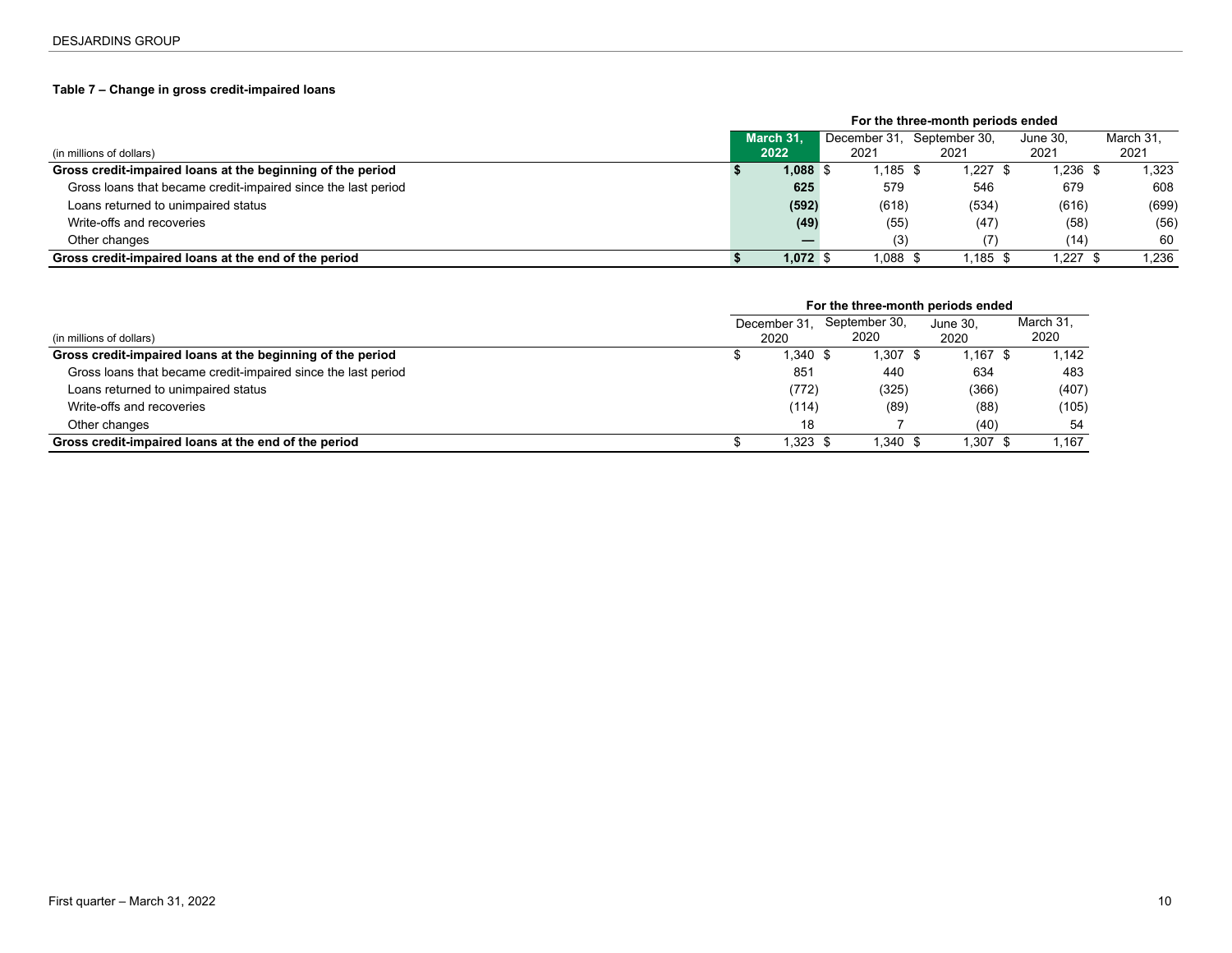**Table 7 – Change in gross credit-impaired loans**

| (in millions of dollars) | For the three-month periods ended | | | | |
|---|---|---|---|---|---|
| | **March 31, 2022** | December 31, 2021 | September 30, 2021 | June 30, 2021 | March 31, 2021 |
| **Gross credit-impaired loans at the beginning of the period** | **$ 1,088** | $ 1,185 | $ 1,227 | $ 1,236 | $ 1,323 |
| Gross loans that became credit-impaired since the last period | **625** | 579 | 546 | 679 | 608 |
| Loans returned to unimpaired status | **(592)** | (618) | (534) | (616) | (699) |
| Write-offs and recoveries | **(49)** | (55) | (47) | (58) | (56) |
| Other changes | **—** | (3) | (7) | (14) | 60 |
| **Gross credit-impaired loans at the end of the period** | **$ 1,072** | $ 1,088 | $ 1,185 | $ 1,227 | $ 1,236 |

| (in millions of dollars) | For the three-month periods ended | | | |
|---|---|---|---|---|
| | December 31, 2020 | September 30, 2020 | June 30, 2020 | March 31, 2020 |
| **Gross credit-impaired loans at the beginning of the period** | $ 1,340 | $ 1,307 | $ 1,167 | $ 1,142 |
| Gross loans that became credit-impaired since the last period | 851 | 440 | 634 | 483 |
| Loans returned to unimpaired status | (772) | (325) | (366) | (407) |
| Write-offs and recoveries | (114) | (89) | (88) | (105) |
| Other changes | 18 | 7 | (40) | 54 |
| **Gross credit-impaired loans at the end of the period** | $ 1,323 | $ 1,340 | $ 1,307 | $ 1,167 |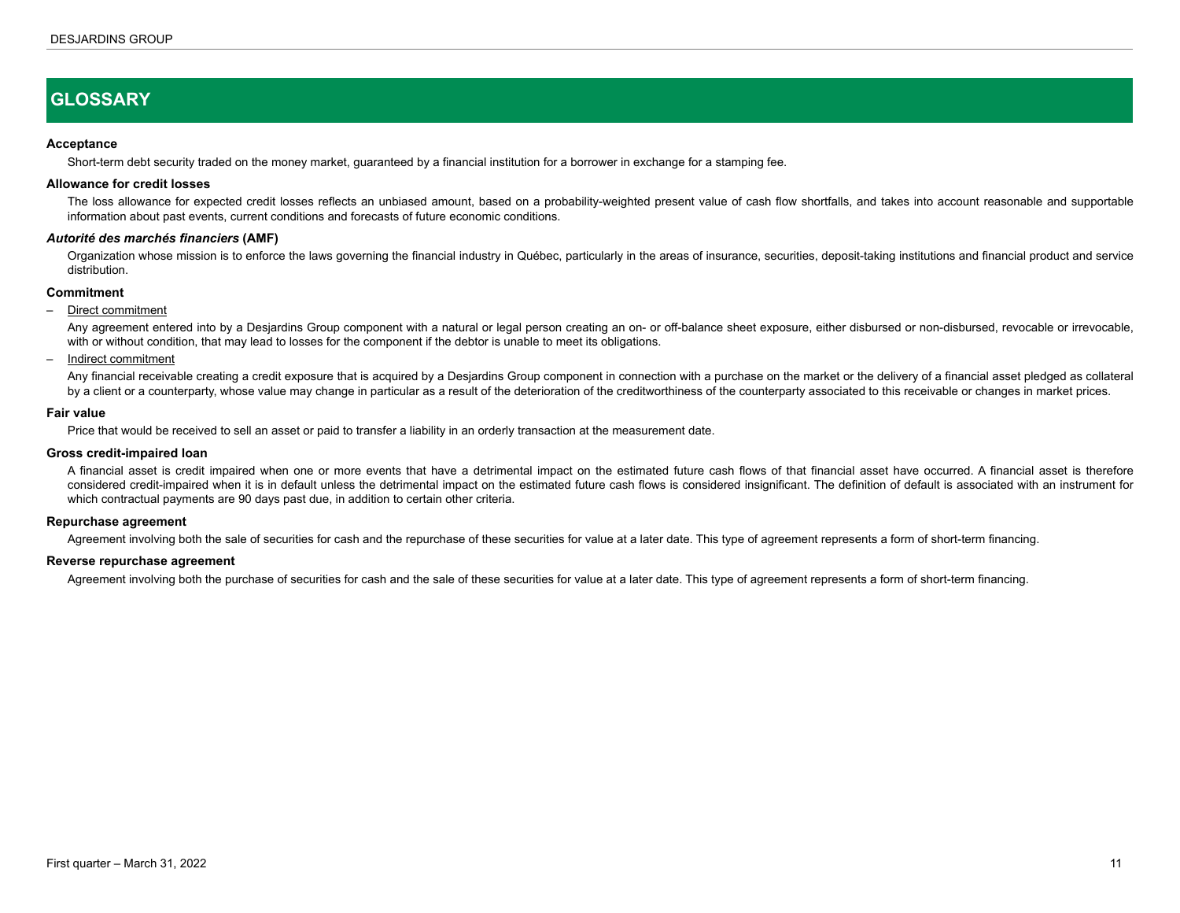# GLOSSARY

**Acceptance**

Short-term debt security traded on the money market, guaranteed by a financial institution for a borrower in exchange for a stamping fee.

**Allowance for credit losses**

The loss allowance for expected credit losses reflects an unbiased amount, based on a probability-weighted present value of cash flow shortfalls, and takes into account reasonable and supportable information about past events, current conditions and forecasts of future economic conditions.

***Autorité des marchés financiers* (AMF)**

Organization whose mission is to enforce the laws governing the financial industry in Québec, particularly in the areas of insurance, securities, deposit-taking institutions and financial product and service distribution.

**Commitment**

– Direct commitment

Any agreement entered into by a Desjardins Group component with a natural or legal person creating an on- or off-balance sheet exposure, either disbursed or non-disbursed, revocable or irrevocable, with or without condition, that may lead to losses for the component if the debtor is unable to meet its obligations.

– Indirect commitment

Any financial receivable creating a credit exposure that is acquired by a Desjardins Group component in connection with a purchase on the market or the delivery of a financial asset pledged as collateral by a client or a counterparty, whose value may change in particular as a result of the deterioration of the creditworthiness of the counterparty associated to this receivable or changes in market prices.

**Fair value**

Price that would be received to sell an asset or paid to transfer a liability in an orderly transaction at the measurement date.

**Gross credit-impaired loan**

A financial asset is credit impaired when one or more events that have a detrimental impact on the estimated future cash flows of that financial asset have occurred. A financial asset is therefore considered credit-impaired when it is in default unless the detrimental impact on the estimated future cash flows is considered insignificant. The definition of default is associated with an instrument for which contractual payments are 90 days past due, in addition to certain other criteria.

**Repurchase agreement**

Agreement involving both the sale of securities for cash and the repurchase of these securities for value at a later date. This type of agreement represents a form of short-term financing.

**Reverse repurchase agreement**

Agreement involving both the purchase of securities for cash and the sale of these securities for value at a later date. This type of agreement represents a form of short-term financing.